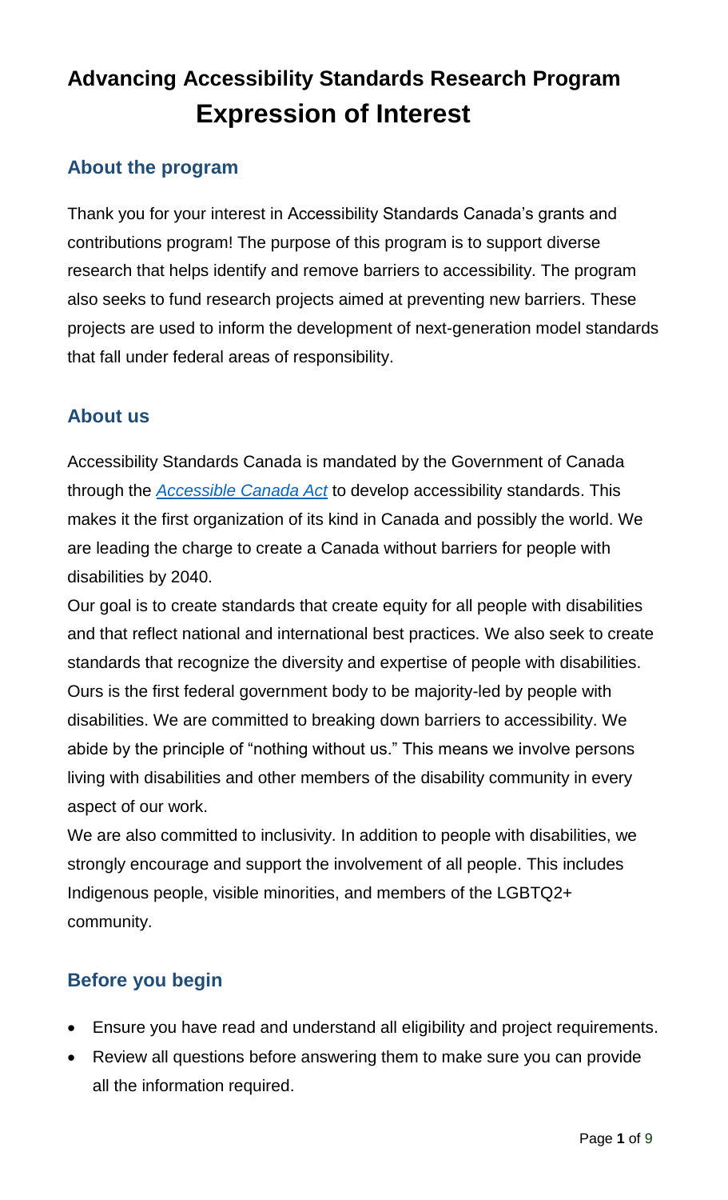# Advancing Accessibility Standards Research Program

# Expression of Interest

## About the program

Thank you for your interest in Accessibility Standards Canada's grants and contributions program! The purpose of this program is to support diverse research that helps identify and remove barriers to accessibility. The program also seeks to fund research projects aimed at preventing new barriers. These projects are used to inform the development of next-generation model standards that fall under federal areas of responsibility.

## About us

Accessibility Standards Canada is mandated by the Government of Canada through the [*Accessible Canada Act*] to develop accessibility standards. This makes it the first organization of its kind in Canada and possibly the world. We are leading the charge to create a Canada without barriers for people with disabilities by 2040.

Our goal is to create standards that create equity for all people with disabilities and that reflect national and international best practices. We also seek to create standards that recognize the diversity and expertise of people with disabilities. Ours is the first federal government body to be majority-led by people with disabilities. We are committed to breaking down barriers to accessibility. We abide by the principle of "nothing without us." This means we involve persons living with disabilities and other members of the disability community in every aspect of our work.

We are also committed to inclusivity. In addition to people with disabilities, we strongly encourage and support the involvement of all people. This includes Indigenous people, visible minorities, and members of the LGBTQ2+ community.

## Before you begin

- Ensure you have read and understand all eligibility and project requirements.
- Review all questions before answering them to make sure you can provide all the information required.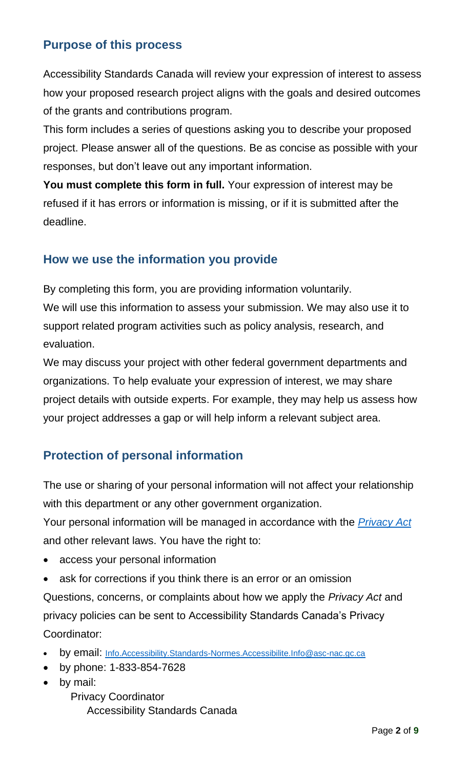## Purpose of this process

Accessibility Standards Canada will review your expression of interest to assess how your proposed research project aligns with the goals and desired outcomes of the grants and contributions program.

This form includes a series of questions asking you to describe your proposed project. Please answer all of the questions. Be as concise as possible with your responses, but don't leave out any important information.

**You must complete this form in full.** Your expression of interest may be refused if it has errors or information is missing, or if it is submitted after the deadline.

## How we use the information you provide

By completing this form, you are providing information voluntarily.

We will use this information to assess your submission. We may also use it to support related program activities such as policy analysis, research, and evaluation.

We may discuss your project with other federal government departments and organizations. To help evaluate your expression of interest, we may share project details with outside experts. For example, they may help us assess how your project addresses a gap or will help inform a relevant subject area.

## Protection of personal information

The use or sharing of your personal information will not affect your relationship with this department or any other government organization.

Your personal information will be managed in accordance with the *Privacy Act* and other relevant laws. You have the right to:

- access your personal information
- ask for corrections if you think there is an error or an omission

Questions, concerns, or complaints about how we apply the *Privacy Act* and privacy policies can be sent to Accessibility Standards Canada's Privacy Coordinator:

- by email: Info.Accessibility.Standards-Normes.Accessibilite.Info@asc-nac.gc.ca
- by phone: 1-833-854-7628
- by mail:
  Privacy Coordinator
  Accessibility Standards Canada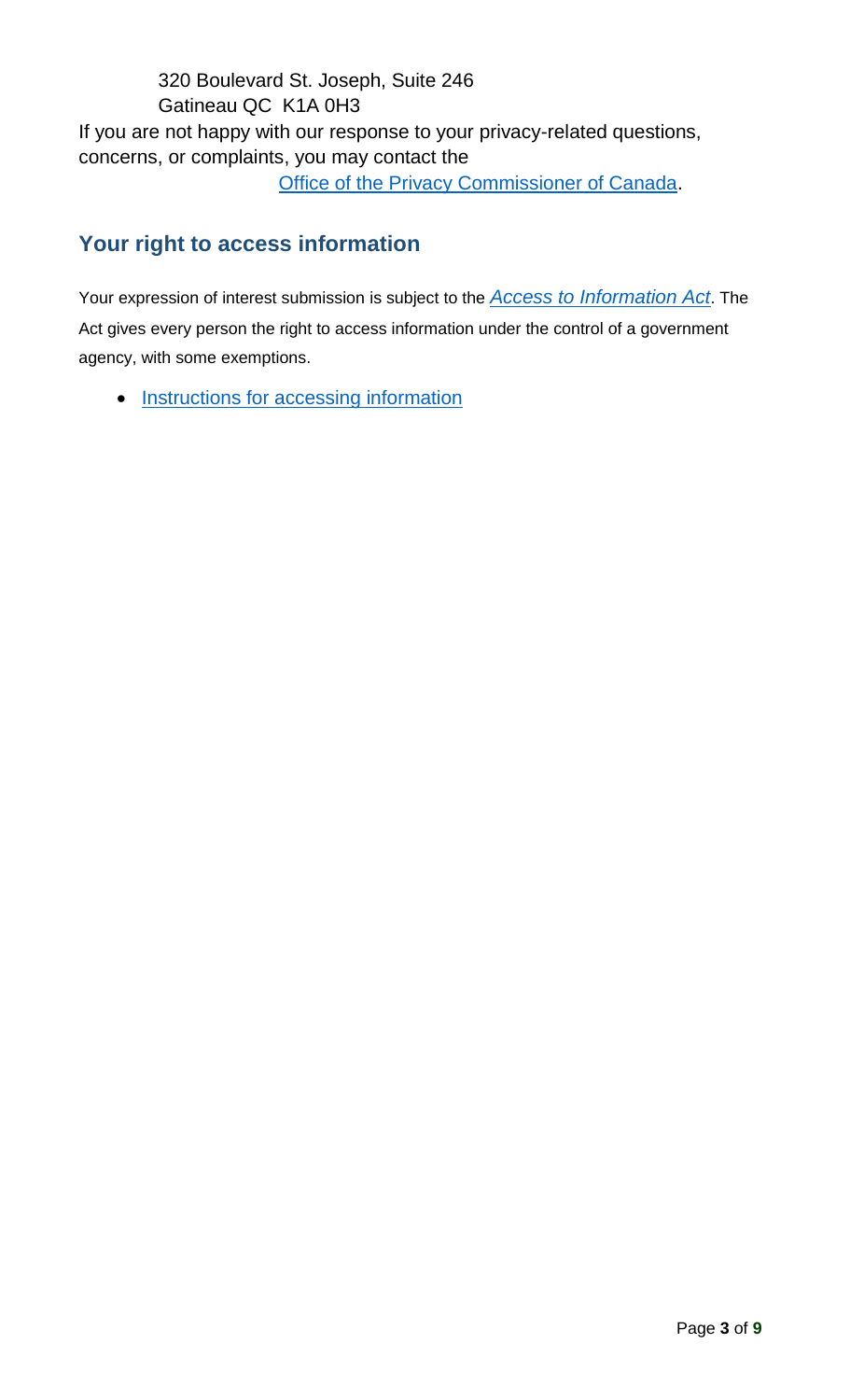320 Boulevard St. Joseph, Suite 246  
Gatineau QC K1A 0H3

If you are not happy with our response to your privacy-related questions, concerns, or complaints, you may contact the [Office of the Privacy Commissioner of Canada](#).

## Your right to access information

Your expression of interest submission is subject to the *Access to Information Act*. The Act gives every person the right to access information under the control of a government agency, with some exemptions.

- Instructions for accessing information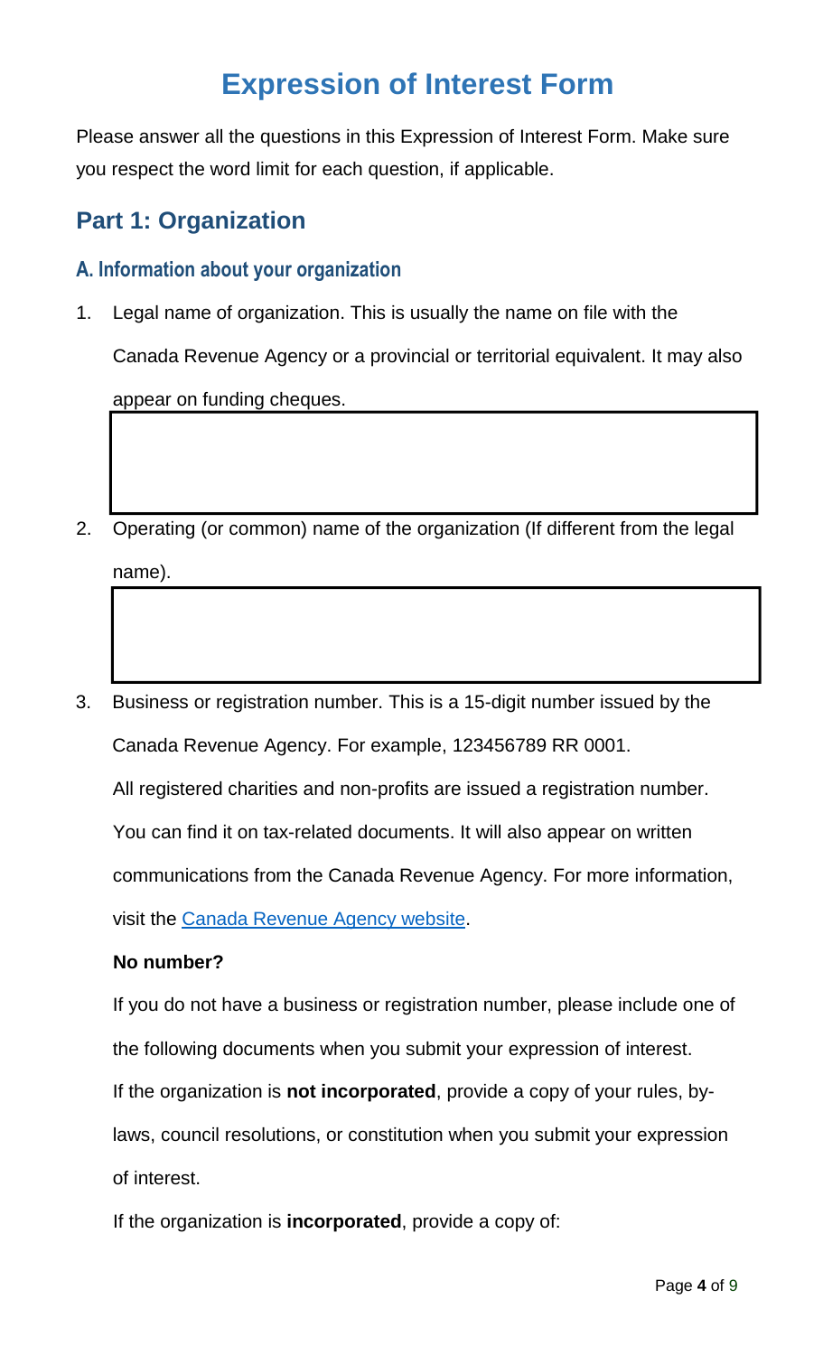# Expression of Interest Form

Please answer all the questions in this Expression of Interest Form. Make sure you respect the word limit for each question, if applicable.

## Part 1: Organization

### A. Information about your organization

1. Legal name of organization. This is usually the name on file with the Canada Revenue Agency or a provincial or territorial equivalent. It may also appear on funding cheques.

2. Operating (or common) name of the organization (If different from the legal name).

3. Business or registration number. This is a 15-digit number issued by the Canada Revenue Agency. For example, 123456789 RR 0001.

   All registered charities and non-profits are issued a registration number. You can find it on tax-related documents. It will also appear on written communications from the Canada Revenue Agency. For more information, visit the [Canada Revenue Agency website](Canada Revenue Agency website).

   **No number?**

   If you do not have a business or registration number, please include one of the following documents when you submit your expression of interest.

   If the organization is **not incorporated**, provide a copy of your rules, by-laws, council resolutions, or constitution when you submit your expression of interest.

   If the organization is **incorporated**, provide a copy of: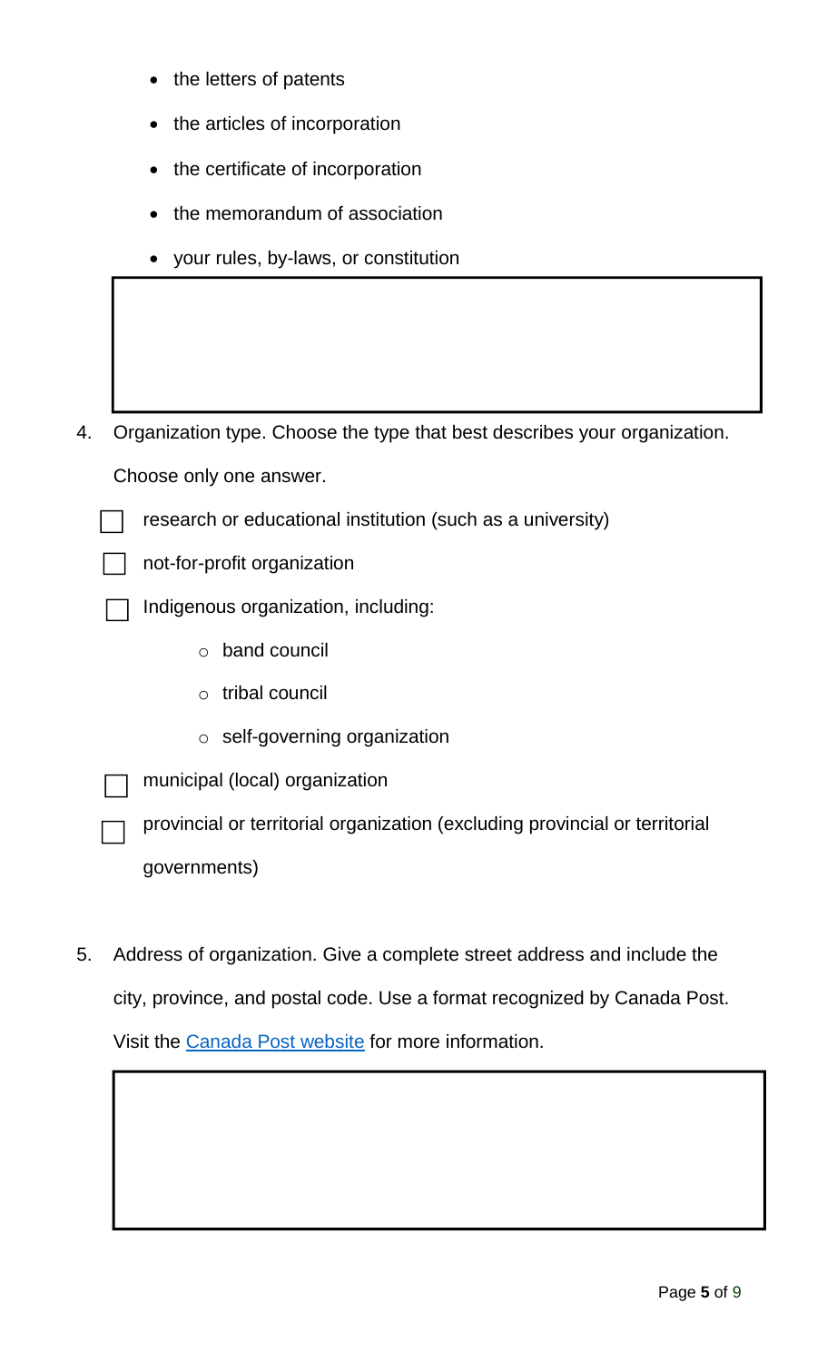- the letters of patents
- the articles of incorporation
- the certificate of incorporation
- the memorandum of association
- your rules, by-laws, or constitution

4. Organization type. Choose the type that best describes your organization.

   Choose only one answer.

   - ☐ research or educational institution (such as a university)
   - ☐ not-for-profit organization
   - ☐ Indigenous organization, including:
     - band council
     - tribal council
     - self-governing organization
   - ☐ municipal (local) organization
   - ☐ provincial or territorial organization (excluding provincial or territorial governments)

5. Address of organization. Give a complete street address and include the city, province, and postal code. Use a format recognized by Canada Post. Visit the [Canada Post website]() for more information.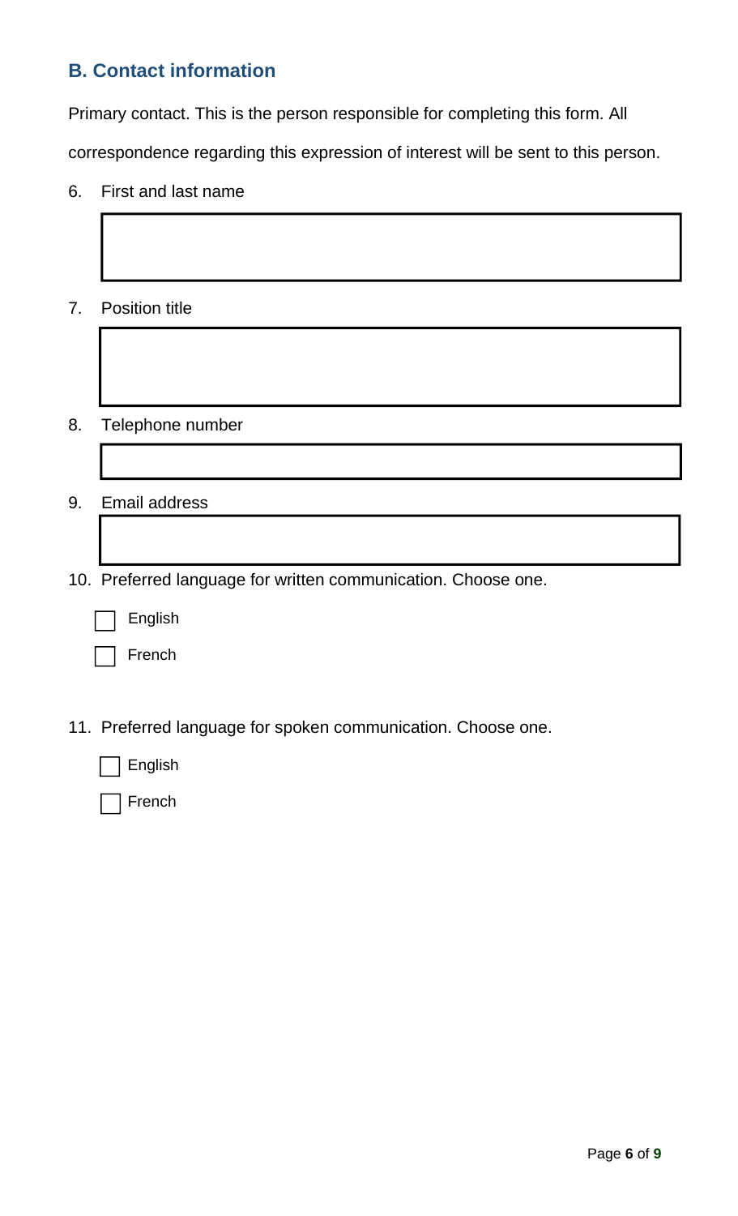## B. Contact information

Primary contact. This is the person responsible for completing this form. All correspondence regarding this expression of interest will be sent to this person.

6. First and last name

7. Position title

8. Telephone number

9. Email address

10. Preferred language for written communication. Choose one.

- ☐ English
- ☐ French

11. Preferred language for spoken communication. Choose one.

- ☐ English
- ☐ French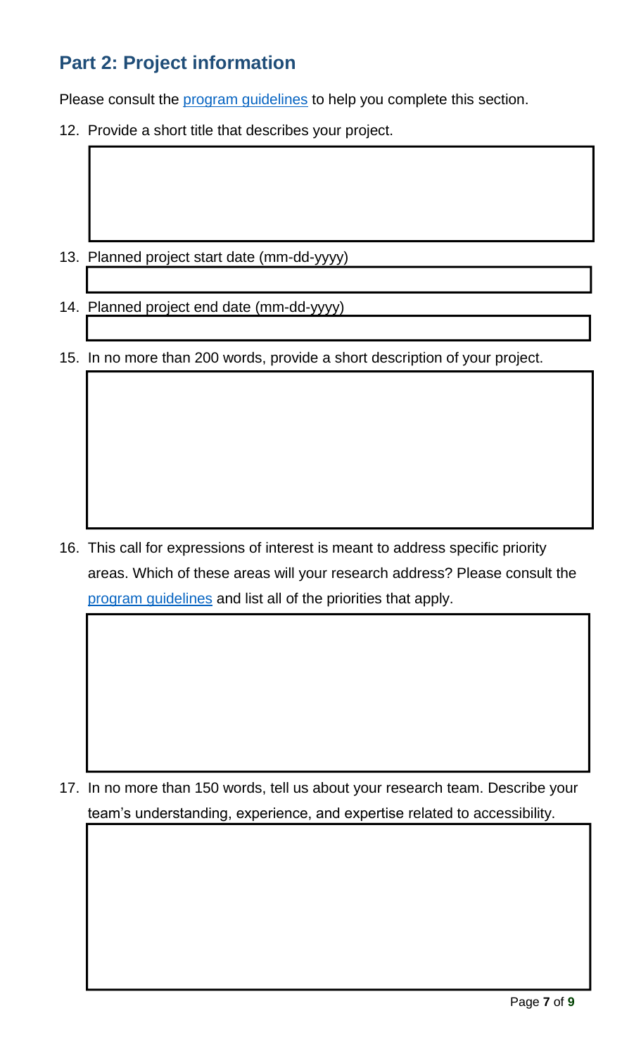## Part 2: Project information

Please consult the program guidelines to help you complete this section.

12. Provide a short title that describes your project.

13. Planned project start date (mm-dd-yyyy)

14. Planned project end date (mm-dd-yyyy)

15. In no more than 200 words, provide a short description of your project.

16. This call for expressions of interest is meant to address specific priority areas. Which of these areas will your research address? Please consult the program guidelines and list all of the priorities that apply.

17. In no more than 150 words, tell us about your research team. Describe your team's understanding, experience, and expertise related to accessibility.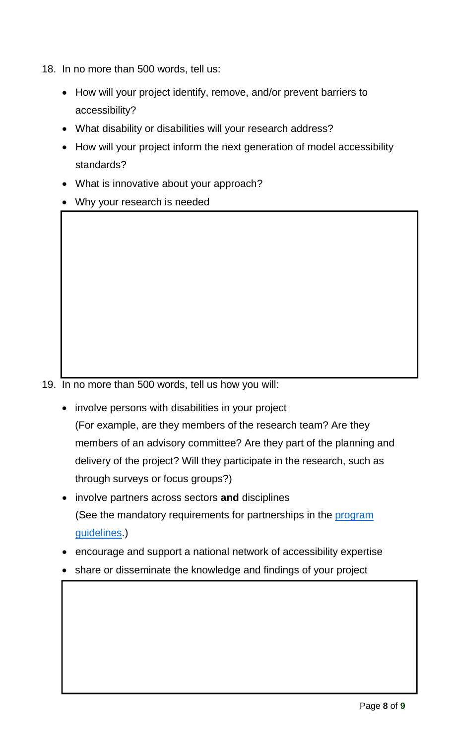18. In no more than 500 words, tell us:

    - How will your project identify, remove, and/or prevent barriers to accessibility?
    - What disability or disabilities will your research address?
    - How will your project inform the next generation of model accessibility standards?
    - What is innovative about your approach?
    - Why your research is needed

| |
|---|
| |

19. In no more than 500 words, tell us how you will:

    - involve persons with disabilities in your project
      (For example, are they members of the research team? Are they members of an advisory committee? Are they part of the planning and delivery of the project? Will they participate in the research, such as through surveys or focus groups?)
    - involve partners across sectors **and** disciplines
      (See the mandatory requirements for partnerships in the [program guidelines](program guidelines).)
    - encourage and support a national network of accessibility expertise
    - share or disseminate the knowledge and findings of your project

| |
|---|
| |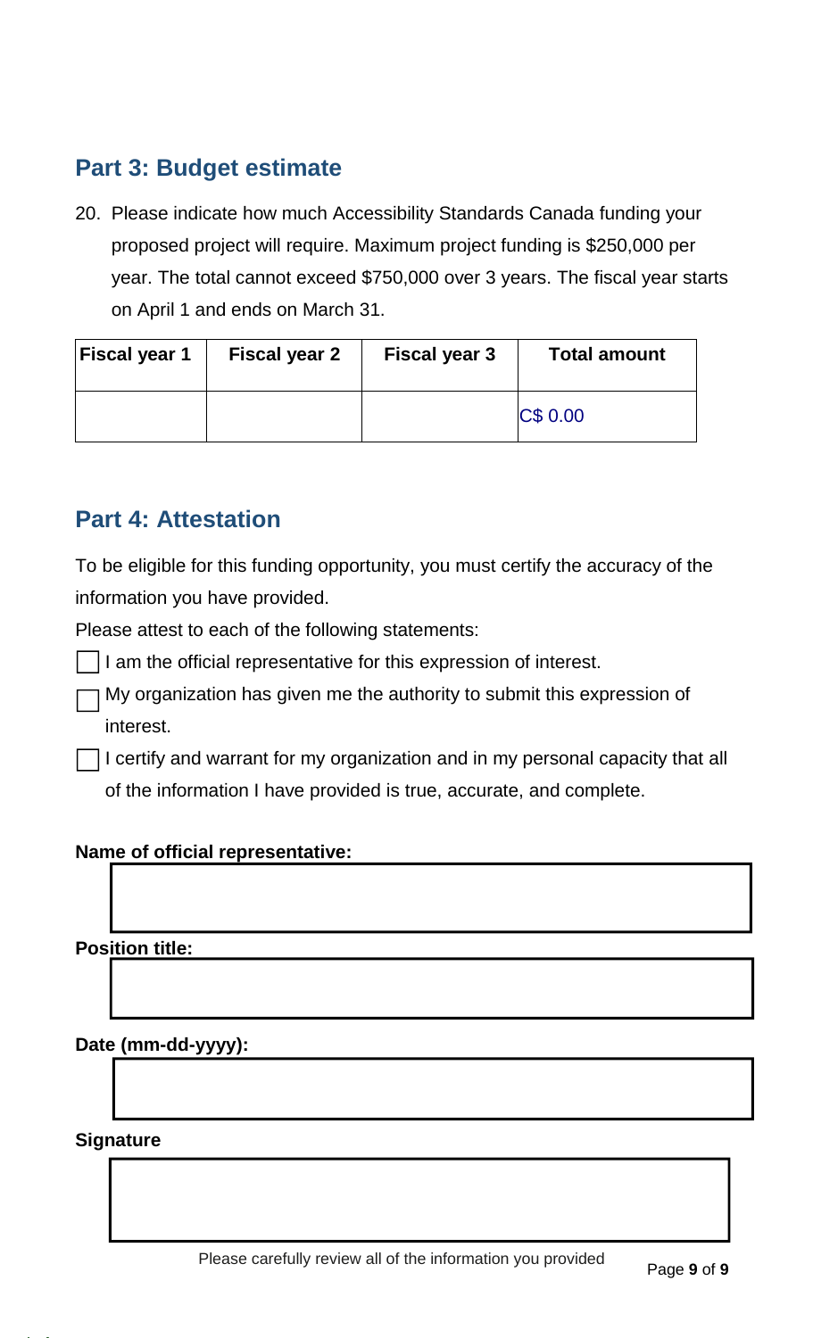## Part 3: Budget estimate

20. Please indicate how much Accessibility Standards Canada funding your proposed project will require. Maximum project funding is $250,000 per year. The total cannot exceed $750,000 over 3 years. The fiscal year starts on April 1 and ends on March 31.

| Fiscal year 1 | Fiscal year 2 | Fiscal year 3 | Total amount |
|---|---|---|---|
| | | | C$ 0.00 |

## Part 4: Attestation

To be eligible for this funding opportunity, you must certify the accuracy of the information you have provided.

Please attest to each of the following statements:

- [ ] I am the official representative for this expression of interest.
- [ ] My organization has given me the authority to submit this expression of interest.
- [ ] I certify and warrant for my organization and in my personal capacity that all of the information I have provided is true, accurate, and complete.

**Name of official representative:**

**Position title:**

**Date (mm-dd-yyyy):**

**Signature**

Please carefully review all of the information you provided